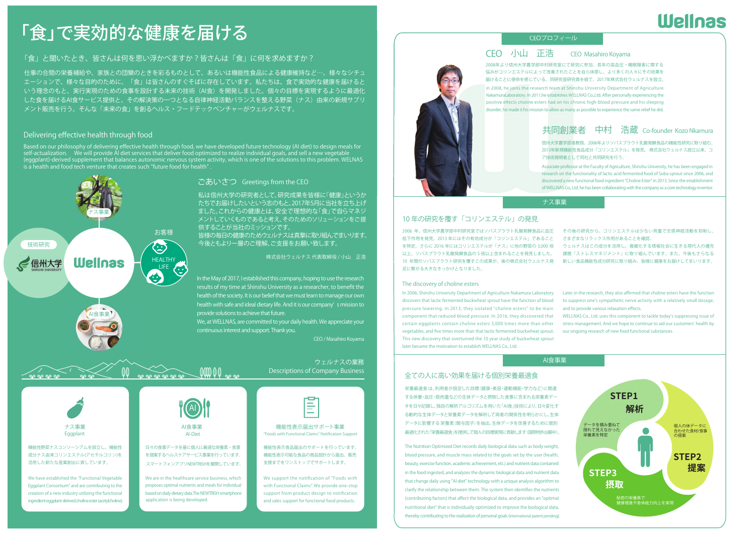# 「食」で実効的な健康を届ける

「食」と聞いたとき、皆さんは何を思い浮かべますか？皆さんは「食」に何を求めますか？

仕事の合間の栄養補給や、家族との団欒のときを彩るものとして、あるいは機能性食品による健康維持など…。様々なシチュエーションで、様々な目的のために、「食」は皆さんのすぐそばに存在しています。私たちは、食で実効的な健康を届けるという理念のもと、実行実現のための食事を設計する未来の技術（AI食）を開発しました。個々の目標を実現するように最適化した食を届けるAI食サービス提供と、その解決策の一つとなる自律神経活動バランスを整える野菜（ナス）由来の新規サプリメント販売を行う。そんな「未来の食」を創るヘルス・フードテックベンチャーがウェルナスです。

## Delivering effective health through food

Based on our philosophy of delivering effective health through food, we have developed future technology (AI diet) to design meals for self-actualization. We will provide AI diet services that deliver food optimized to realize individual goals, and sell a new vegetable (eggplant)-derived supplement that balances autonomic nervous system activity, which is one of the solutions to this problem. WELNAS is a health and food tech venture that creates such "future food for health".

ナス事業
技術研究
信州大学 SHINSHU UNIVERSITY
Wellnas
お客様
HEALTHY LIFE
AI食事業

## ごあいさつ　Greetings from the CEO

私は信州大学の研究者として、研究成果を皆様に「健康」というかたちでお届けしたいという志のもと、2017年5月に当社を立ち上げました。これからの健康とは、安全で理想的な「食」で自らマネジメントしていくものであると考え、そのためのソリューションをご提供することが当社のミッションです。
皆様の毎日の健康のためウェルナスは真摯に取り組んでまいります。今後ともより一層のご理解、ご支援をお願い致します。

株式会社ウェルナス 代表取締役 / 小山　正浩

In the May of 2017, I established this company, hoping to use the research results of my time at Shinshu University as a researcher, to benefit the health of the society. It is our belief that we must learn to manage our own health with safe and ideal dietary life. And it is our company's mission to provide solutions to achieve that future.
We, at WELLNAS, are committed to your daily health. We appreciate your continuous interest and support. Thank you.

CEO / Masahiro Koyama

## ウェルナスの業務 Descriptions of Company Business

### ナス事業 Eggplant

機能性野菜ナスコンソーシアムを設立し、機能性成分ナス由来コリンエステル(アセチルコリン)を活用した新たな産業創出に資しています。

We have established the "Functional Vegetable Eggplant Consortium" and are contributing to the creation of a new industry utilizing the functional ingredient eggplant-derived choline ester (acetylcholine).

### AI食事業 AI-Diet

日々の食事データを基に個人に最適な栄養素・食事を提案するヘルスケアサービス事業を行っています。
スマートフォンアプリNEWTRISHを展開しています。

We are in the healthcare service business, which proposes optimal nutrients and meals for individual based on daily dietary data. The NEWTRISH smartphone application is being developed.

### 機能性表示届出サポート事業 "Foods with Functional Claims" Notification Support

機能性表示食品届出のサポートを行っています。機能性表示可能な食品の商品設計から届出、販売支援までをワンストップでサポートします。

We support the notification of "Foods with Functional Claims". We provide one-stop support from product design to notification and sales support for functional food products.

Wellnas

## CEOプロフィール

### CEO　小山　正浩　　CEO Masahiro Koyama

2008年より信州大学農学部中村研究室にて研究に参加。長年の高血圧・睡眠障害に関する悩みがコリンエステルによって改善されたことを自ら体感し、より多くの人々にその効果を届けることに使命を感じている。同研究室研究員を経て、2017年株式会社ウェルナスを設立。

In 2008, he joins the research team at Shinshu University Department of Agriculture Nakamura Laboratory. In 2017, he establishes WELLNAS Co.,Ltd. After personally experiencing the positive effects choline esters had on his chronic high-blood pressure and his sleeping disorder, he made it his mission to allow as many as possible to experience the same relief he did.

### 共同創業者　中村　浩蔵　Co-founder Kozo Nkamura

信州大学農学部准教授。2006年よりソバスプラウト乳酸発酵食品の機能性研究に取り組む。2013年新規機能性食品成分「コリンエステル」を発見。株式会社ウェルナス設立以来、コア技術発明者として同社と共同研究を行う。

Associate professor at the Faculty of Agriculture, Shinshu University, he has been engaged in research on the functionality of lactic acid fermented food of Soba-sprout since 2006, and discovered a new functional food ingredient "Choline Ester" in 2013. Since the establishment of WELLNAS Co., Ltd. he has been collaborating with the company as a core technology inventor.

## ナス事業

### 10 年の研究を覆す「コリンエステル」の発見

2006 年、信州大学農学部中村研究室ではソバスプラウト乳酸発酵食品に血圧低下作用を発見。2013 年にはその有効成分が「コリンエステル」であることを特定。さらに 2016 年にはコリンエステルが「ナス」に他の野菜の 3,000 倍以上、ソバスプラウト乳酸発酵食品の 5 倍以上含まれることを発見しました。10 年間のソバスプラウト研究を覆すこの成果が、後の株式会社ウェルナス発足に繋がる大きなきっかけとなりました。

その後の研究から、コリンエステルは少ない用量で交感神経活動を抑制し、さまざまなリラックス作用があることを確認。
ウェルナスはこの成分を活用し、複雑化する情報社会に生きる現代人の優先課題「ストレスマネジメント」に取り組んでいます。また、今後もさらなる新しい食品機能性成分研究に取り組み、皆様に健康をお届けしてまいります。

### The discovery of choline esters

In 2006, Shinshu University Department of Agriculture Nakamura Laboratory discovers that lactic fermented buckwheat sprout have the function of blood pressure lowering. In 2013, they isolated "choline esters" to be main component that reduced blood pressure. In 2016, they discovered that certain eggplants contain choline esters 3,000 times more than other vegetables, and five times more than that lactic fermented buckwheat sprout. This new discovery that overturned the 10 year study of buckwheat sprout later became the motivation to establish WELLNAS Co., Ltd.

Later in the research, they also affirmed that choline esters have the function to suppress one's sympathetic nerve activity with a relatively small dosage, and to provide various relaxation effects.
WELLNAS Co., Ltd. uses this component to tackle today's suppressing issue of stress management. And we hope to continue to aid our customers' health by our ongoing research of new food functional substances.

## AI食事業

### 全ての人に高い効果を届ける個別栄養最適食

栄養最適食は、利用者が設定した目標（健康・美容・運動機能・学力など）に関連する体重・血圧・筋肉量などの生体データと摂取した食事に含まれる栄養素データを日々記録し、独自の解析アルゴリズムを用いた「AI食」技術により、日々変化する動的な生体データと栄養素データを解析して両者の関係性を明らかにし、生体データに影響する栄養素（関与因子）を抽出、生体データを改善するために個別最適化された「栄養最適食」を提供して個人の目標実現に貢献します（国際特許出願中）。

The Nutrition Optimized Diet records daily biological data such as body weight, blood pressure, and muscle mass related to the goals set by the user (health, beauty, exercise function, academic achievement, etc.) and nutrient data contained in the food ingested, and analyzes the dynamic biological data and nutrient data that change daily using "AI diet" technology with a unique analysis algorithm to clarify the relationship between them. The system then identifies the nutrients (contributing factors) that affect the biological data, and provides an "optimal nutritional diet" that is individually optimized to improve the biological data, thereby contributing to the realization of personal goals (international patent pending).

STEP1 解析
データを積み重ねて隠れて見えなかった栄養素を特定

STEP2 提案
個人の体データに合わせた食材/食事の提案

STEP3 摂取
秘密の栄養素で健康増進や身体能力向上を実現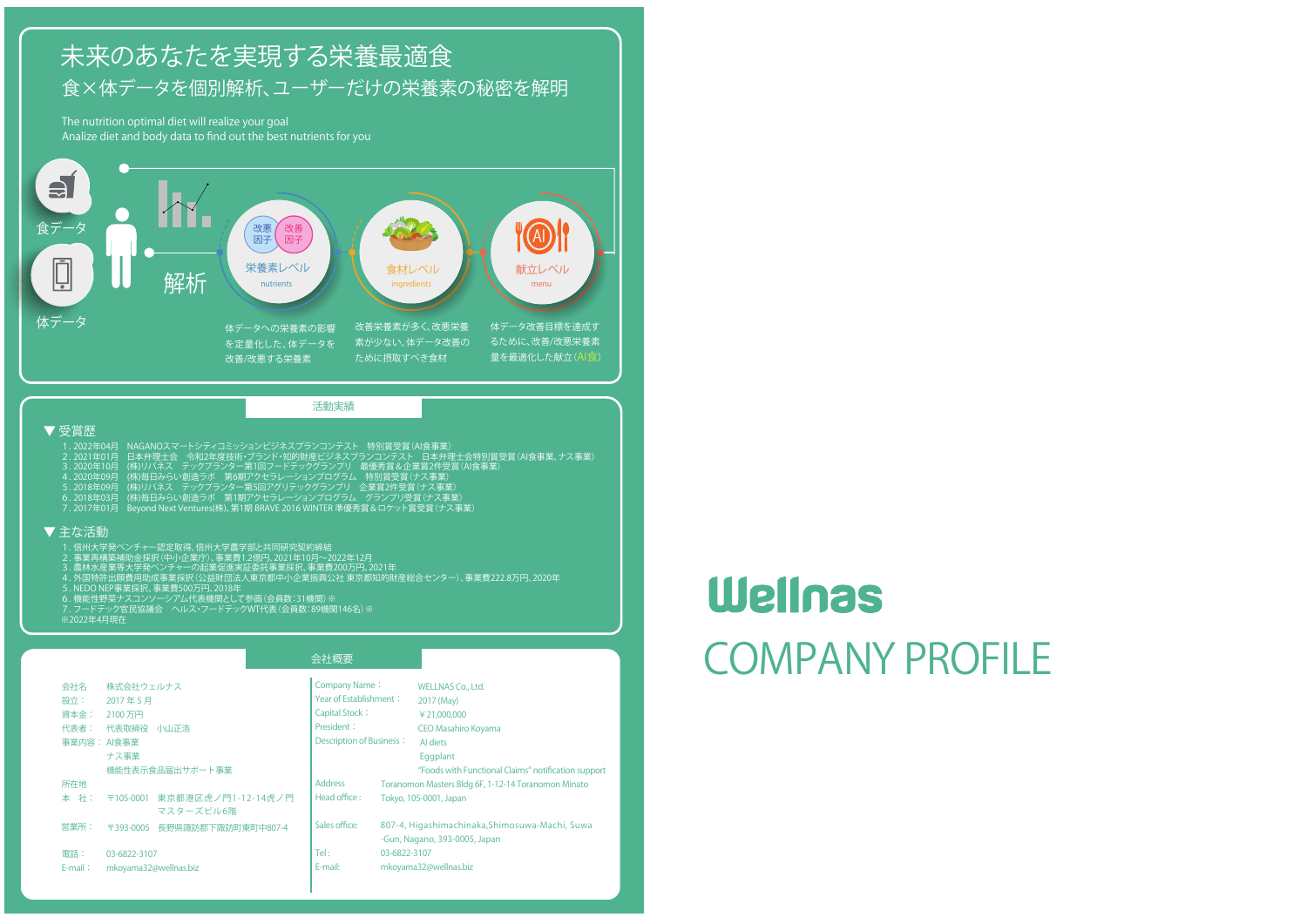# 未来のあなたを実現する栄養最適食

## 食×体データを個別解析、ユーザーだけの栄養素の秘密を解明

The nutrition optimal diet will realize your goal
Analize diet and body data to find out the best nutrients for you

食データ
体データ
解析

改悪因子 改善因子
栄養素レベル
nutrients

食材レベル
ingredients

献立レベル
menu

体データへの栄養素の影響を定量化した、体データを改善/改悪する栄養素

改善栄養素が多く、改悪栄養素が少ない、体データ改善のために摂取すべき食材

体データ改善目標を達成するために、改善/改悪栄養素量を最適化した献立(AI食)

## 活動実績

### ▼受賞歴

1. 2022年04月　NAGANOスマートシティコミッションビジネスプランコンテスト　特別賞受賞(AI食事業)
2. 2021年01月　日本弁理士会　令和2年度技術・ブランド・知的財産ビジネスプランコンテスト　日本弁理士会特別賞受賞(AI食事業、ナス事業)
3. 2020年10月　(株)リバネス　テックプランター第1回フードテックグランプリ　最優秀賞＆企業賞2件受賞(AI食事業)
4. 2020年09月　(株)毎日みらい創造ラボ　第6期アクセラレーションプログラム　特別賞受賞(ナス事業)
5. 2018年09月　(株)リバネス　テックプランター第5回アグリテックグランプリ　企業賞2件受賞(ナス事業)
6. 2018年03月　(株)毎日みらい創造ラボ　第1期アクセラレーションプログラム　グランプリ受賞(ナス事業)
7. 2017年01月　Beyond Next Ventures(株)、第1期 BRAVE 2016 WINTER 準優秀賞＆ロケット賞受賞(ナス事業)

### ▼主な活動

1. 信州大学発ベンチャー認定取得、信州大学農学部と共同研究契約締結
2. 事業再構築補助金採択(中小企業庁)、事業費1.2億円、2021年10月~2022年12月
3. 農林水産業等大学発ベンチャーの起業促進実証委託事業採択、事業費200万円、2021年
4. 外国特許出願費用助成事業採択(公益財団法人東京都中小企業振興公社 東京都知的財産総合センター)、事業費222.8万円、2020年
5. NEDO NEP事業採択、事業費500万円、2018年
6. 機能性野菜ナスコンソーシアム代表機関として参画(会員数:31機関)※
7. フードテック官民協議会　ヘルス・フードテックWT代表(会員数:89機関146名)※

※2022年4月現在

## 会社概要

| | |
|---|---|
| 会社名 | 株式会社ウェルナス |
| 設立： | 2017 年 5 月 |
| 資本金： | 2100 万円 |
| 代表者： | 代表取締役　小山正浩 |
| 事業内容： | AI食事業<br>ナス事業<br>機能性表示食品届出サポート事業 |
| 所在地 | |
| 本　社： | 〒105-0001　東京都港区虎ノ門1-12-14虎ノ門マスターズビル6階 |
| 営業所： | 〒393-0005　長野県諏訪郡下諏訪町東町中807-4 |
| 電話： | 03-6822-3107 |
| E-mail： | mkoyama32@wellnas.biz |

| | |
|---|---|
| Company Name： | WELLNAS Co., Ltd. |
| Year of Establishment： | 2017 (May) |
| Capital Stock： | ￥21,000,000 |
| President： | CEO Masahiro Koyama |
| Description of Business： | AI diets<br>Eggplant<br>"Foods with Functional Claims" notification support |
| Address<br>Head office： | Toranomon Masters Bldg 6F, 1-12-14 Toranomon Minato<br>Tokyo, 105-0001, Japan |
| Sales office: | 807-4, Higashimachinaka,Shimosuwa-Machi, Suwa-Gun, Nagano, 393-0005, Japan |
| Tel： | 03-6822-3107 |
| E-mail: | mkoyama32@wellnas.biz |

# Wellnas

# COMPANY PROFILE